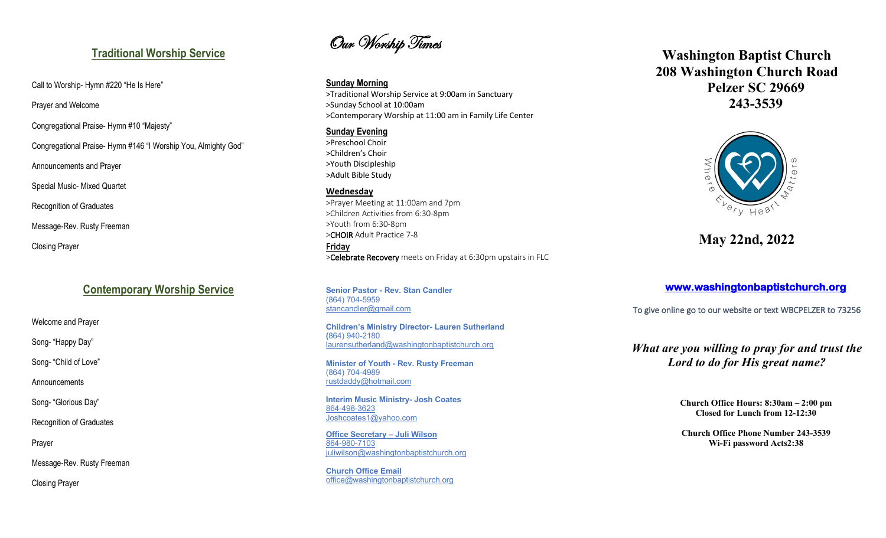## Traditional Worship Service

Call to Worship- Hymn #220 "He Is Here"

Prayer and Welcome

Congregational Praise- Hymn #10 "Majesty"

Congregational Praise- Hymn #146 "I Worship You, Almighty God"

Announcements and Prayer

Special Music- Mixed Quartet

Recognition of Graduates

Message-Rev. Rusty Freeman

Closing Prayer

## Contemporary Worship Service

Welcome and Prayer

Song- "Happy Day"

Song- "Child of Love"

Announcements

Song- "Glorious Day"

Recognition of Graduates

Prayer

Message-Rev. Rusty Freeman

Closing Prayer

## *Our Worship Times*

**Sunday Morning**

>Traditional Worship Service at 9:00am in Sanctuary
>Sunday School at 10:00am
>Contemporary Worship at 11:00 am in Family Life Center

**Sunday Evening**

>Preschool Choir
>Children's Choir
>Youth Discipleship
>Adult Bible Study

**Wednesday**

>Prayer Meeting at 11:00am and 7pm
>Children Activities from 6:30-8pm
>Youth from 6:30-8pm
>CHOIR Adult Practice 7-8

**Friday**

>Celebrate Recovery meets on Friday at 6:30pm upstairs in FLC

**Senior Pastor - Rev. Stan Candler**
(864) 704-5959
stancandler@gmail.com

**Children's Ministry Director- Lauren Sutherland**
(864) 940-2180
laurensutherland@washingtonbaptistchurch.org

**Minister of Youth - Rev. Rusty Freeman**
(864) 704-4989
rustdaddy@hotmail.com

**Interim Music Ministry- Josh Coates**
864-498-3623
Joshcoates1@yahoo.com

**Office Secretary – Juli Wilson**
864-980-7103
juliwilson@washingtonbaptistchurch.org

**Church Office Email**
office@washingtonbaptistchurch.org

# Washington Baptist Church
# 208 Washington Church Road
# Pelzer SC 29669
# 243-3539

Where Every Heart Matters

## May 22nd, 2022

**www.washingtonbaptistchurch.org**

To give online go to our website or text WBCPELZER to 73256

***What are you willing to pray for and trust the Lord to do for His great name?***

**Church Office Hours: 8:30am – 2:00 pm**
**Closed for Lunch from 12-12:30**

**Church Office Phone Number 243-3539**
**Wi-Fi password Acts2:38**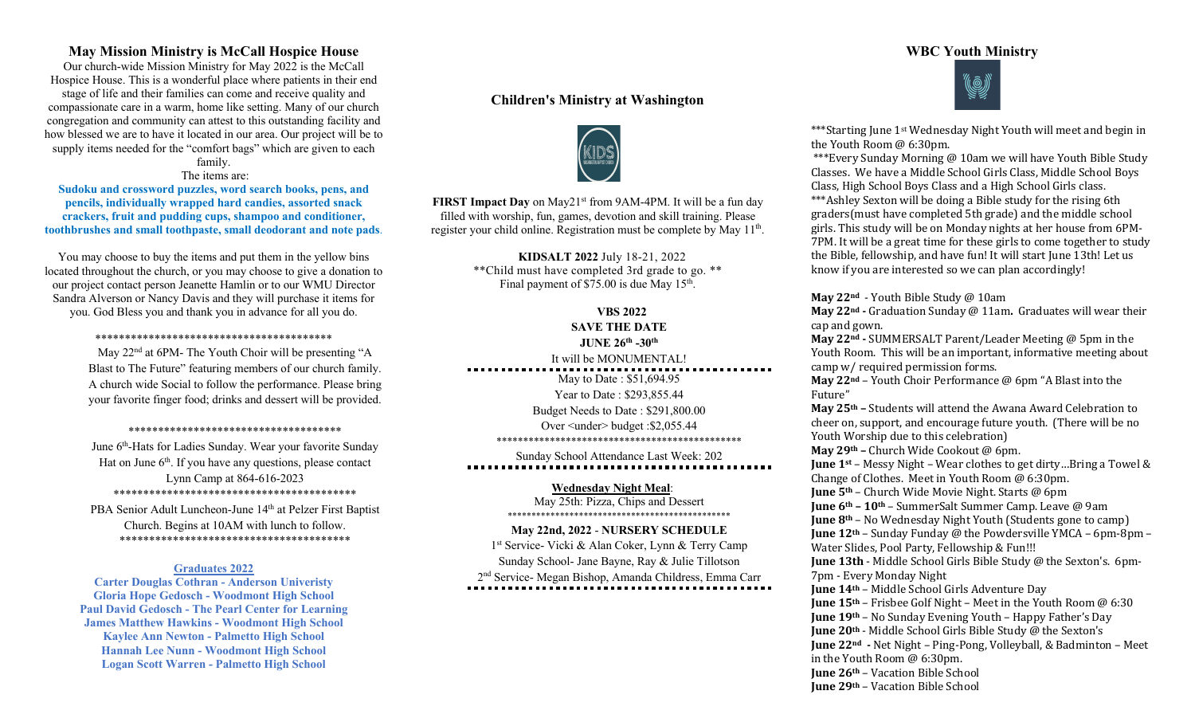## May Mission Ministry is McCall Hospice House

Our church-wide Mission Ministry for May 2022 is the McCall Hospice House. This is a wonderful place where patients in their end stage of life and their families can come and receive quality and compassionate care in a warm, home like setting. Many of our church congregation and community can attest to this outstanding facility and how blessed we are to have it located in our area. Our project will be to supply items needed for the "comfort bags" which are given to each family.

The items are:

**Sudoku and crossword puzzles, word search books, pens, and pencils, individually wrapped hard candies, assorted snack crackers, fruit and pudding cups, shampoo and conditioner, toothbrushes and small toothpaste, small deodorant and note pads**.

You may choose to buy the items and put them in the yellow bins located throughout the church, or you may choose to give a donation to our project contact person Jeanette Hamlin or to our WMU Director Sandra Alverson or Nancy Davis and they will purchase it items for you. God Bless you and thank you in advance for all you do.

\*\*\*\*\*\*\*\*\*\*\*\*\*\*\*\*\*\*\*\*\*\*\*\*\*\*\*\*\*\*\*\*\*\*\*\*\*\*\*\*\*

May 22nd at 6PM- The Youth Choir will be presenting "A Blast to The Future" featuring members of our church family. A church wide Social to follow the performance. Please bring your favorite finger food; drinks and dessert will be provided.

\*\*\*\*\*\*\*\*\*\*\*\*\*\*\*\*\*\*\*\*\*\*\*\*\*\*\*\*\*\*\*\*\*\*\*\*\*\*

June 6th-Hats for Ladies Sunday. Wear your favorite Sunday Hat on June 6th. If you have any questions, please contact Lynn Camp at 864-616-2023

\*\*\*\*\*\*\*\*\*\*\*\*\*\*\*\*\*\*\*\*\*\*\*\*\*\*\*\*\*\*\*\*\*\*\*\*\*\*\*\*\*\*

PBA Senior Adult Luncheon-June 14th at Pelzer First Baptist Church. Begins at 10AM with lunch to follow.

\*\*\*\*\*\*\*\*\*\*\*\*\*\*\*\*\*\*\*\*\*\*\*\*\*\*\*\*\*\*\*\*\*\*\*\*\*\*\*\*\*

### Graduates 2022

**Carter Douglas Cothran - Anderson Univeristy**
**Gloria Hope Gedosch - Woodmont High School**
**Paul David Gedosch - The Pearl Center for Learning**
**James Matthew Hawkins - Woodmont High School**
**Kaylee Ann Newton - Palmetto High School**
**Hannah Lee Nunn - Woodmont High School**
**Logan Scott Warren - Palmetto High School**

## Children's Ministry at Washington

**FIRST Impact Day** on May21st from 9AM-4PM. It will be a fun day filled with worship, fun, games, devotion and skill training. Please register your child online. Registration must be complete by May 11th.

**KIDSALT 2022** July 18-21, 2022
\*\*Child must have completed 3rd grade to go. \*\*
Final payment of $75.00 is due May 15th.

**VBS 2022**
**SAVE THE DATE**
**JUNE 26th -30th**
It will be MONUMENTAL!

May to Date : $51,694.95
Year to Date : $293,855.44
Budget Needs to Date : $291,800.00
Over <under> budget :$2,055.44

\*\*\*\*\*\*\*\*\*\*\*\*\*\*\*\*\*\*\*\*\*\*\*\*\*\*\*\*\*\*\*\*\*\*\*\*\*\*\*\*\*\*\*\*\*\*\*

Sunday School Attendance Last Week: 202

**Wednesday Night Meal**:
May 25th: Pizza, Chips and Dessert

\*\*\*\*\*\*\*\*\*\*\*\*\*\*\*\*\*\*\*\*\*\*\*\*\*\*\*\*\*\*\*\*\*\*\*\*\*\*\*\*\*\*\*\*\*\*\*

**May 22nd, 2022 - NURSERY SCHEDULE**
1st Service- Vicki & Alan Coker, Lynn & Terry Camp
Sunday School- Jane Bayne, Ray & Julie Tillotson
2nd Service- Megan Bishop, Amanda Childress, Emma Carr

## WBC Youth Ministry

\*\*\*Starting June 1st Wednesday Night Youth will meet and begin in the Youth Room @ 6:30pm.

\*\*\*Every Sunday Morning @ 10am we will have Youth Bible Study Classes. We have a Middle School Girls Class, Middle School Boys Class, High School Boys Class and a High School Girls class.

\*\*\*Ashley Sexton will be doing a Bible study for the rising 6th graders(must have completed 5th grade) and the middle school girls. This study will be on Monday nights at her house from 6PM-7PM. It will be a great time for these girls to come together to study the Bible, fellowship, and have fun! It will start June 13th! Let us know if you are interested so we can plan accordingly!

**May 22nd** - Youth Bible Study @ 10am
**May 22nd -** Graduation Sunday @ 11am**.** Graduates will wear their cap and gown.
**May 22nd -** SUMMERSALT Parent/Leader Meeting @ 5pm in the Youth Room. This will be an important, informative meeting about camp w/ required permission forms.
**May 22nd** – Youth Choir Performance @ 6pm "A Blast into the Future"
**May 25th –** Students will attend the Awana Award Celebration to cheer on, support, and encourage future youth. (There will be no Youth Worship due to this celebration)
**May 29th –** Church Wide Cookout @ 6pm.
**June 1st** – Messy Night – Wear clothes to get dirty…Bring a Towel & Change of Clothes. Meet in Youth Room @ 6:30pm.
**June 5th** – Church Wide Movie Night. Starts @ 6pm
**June 6th – 10th** – SummerSalt Summer Camp. Leave @ 9am
**June 8th** – No Wednesday Night Youth (Students gone to camp)
**June 12th** – Sunday Funday @ the Powdersville YMCA – 6pm-8pm – Water Slides, Pool Party, Fellowship & Fun!!!
**June 13th** - Middle School Girls Bible Study @ the Sexton's. 6pm-7pm - Every Monday Night
**June 14th** – Middle School Girls Adventure Day
**June 15th** – Frisbee Golf Night – Meet in the Youth Room @ 6:30
**June 19th** – No Sunday Evening Youth – Happy Father's Day
**June 20th** - Middle School Girls Bible Study @ the Sexton's
**June 22nd -** Net Night – Ping-Pong, Volleyball, & Badminton – Meet in the Youth Room @ 6:30pm.
**June 26th** – Vacation Bible School
**June 29th** – Vacation Bible School